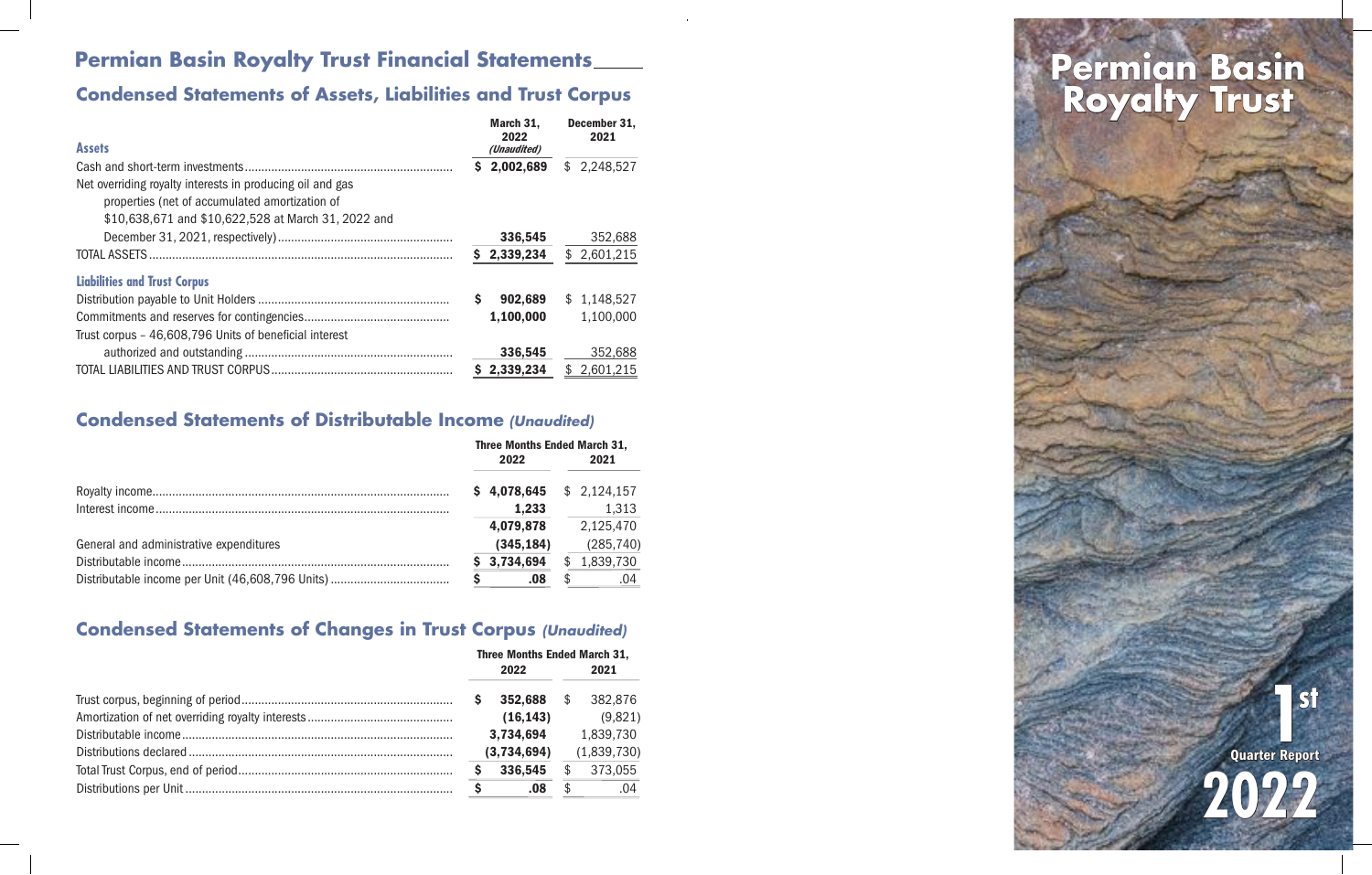# Permian Basin Royalty Trust Financial Statements

## Condensed Statements of Assets, Liabilities and Trust Corpus

| Assets | March 31, 2022 *(Unaudited)* | December 31, 2021 |
|---|---|---|
| Cash and short-term investments | **$ 2,002,689** | $ 2,248,527 |
| Net overriding royalty interests in producing oil and gas properties (net of accumulated amortization of $10,638,671 and $10,622,528 at March 31, 2022 and December 31, 2021, respectively) | **336,545** | 352,688 |
| TOTAL ASSETS | **$ 2,339,234** | $ 2,601,215 |
| **Liabilities and Trust Corpus** | | |
| Distribution payable to Unit Holders | **$ 902,689** | $ 1,148,527 |
| Commitments and reserves for contingencies | **1,100,000** | 1,100,000 |
| Trust corpus – 46,608,796 Units of beneficial interest authorized and outstanding | **336,545** | 352,688 |
| TOTAL LIABILITIES AND TRUST CORPUS | **$ 2,339,234** | $ 2,601,215 |

## Condensed Statements of Distributable Income *(Unaudited)*

| | Three Months Ended March 31, 2022 | Three Months Ended March 31, 2021 |
|---|---|---|
| Royalty income | **$ 4,078,645** | $ 2,124,157 |
| Interest income | **1,233** | 1,313 |
| | **4,079,878** | 2,125,470 |
| General and administrative expenditures | **(345,184)** | (285,740) |
| Distributable income | **$ 3,734,694** | $ 1,839,730 |
| Distributable income per Unit (46,608,796 Units) | **$ .08** | $ .04 |

## Condensed Statements of Changes in Trust Corpus *(Unaudited)*

| | Three Months Ended March 31, 2022 | Three Months Ended March 31, 2021 |
|---|---|---|
| Trust corpus, beginning of period | **$ 352,688** | $ 382,876 |
| Amortization of net overriding royalty interests | **(16,143)** | (9,821) |
| Distributable income | **3,734,694** | 1,839,730 |
| Distributions declared | **(3,734,694)** | (1,839,730) |
| Total Trust Corpus, end of period | **$ 336,545** | $ 373,055 |
| Distributions per Unit | **$ .08** | $ .04 |

# Permian Basin Royalty Trust

1st Quarter Report

2022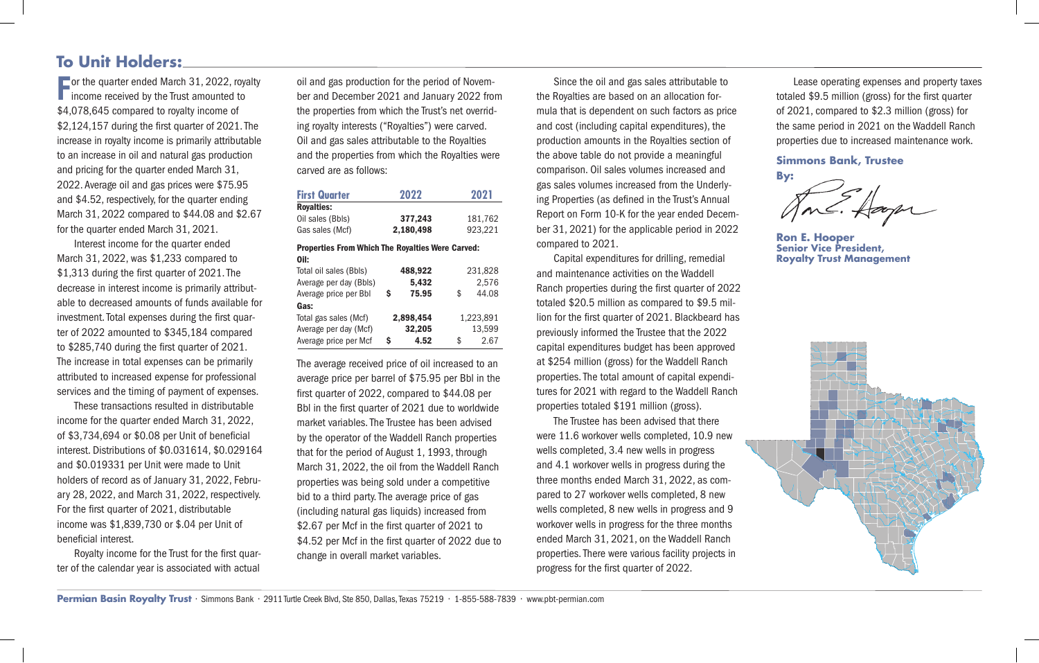## To Unit Holders:

For the quarter ended March 31, 2022, royalty income received by the Trust amounted to $4,078,645 compared to royalty income of $2,124,157 during the first quarter of 2021. The increase in royalty income is primarily attributable to an increase in oil and natural gas production and pricing for the quarter ended March 31, 2022. Average oil and gas prices were $75.95 and $4.52, respectively, for the quarter ending March 31, 2022 compared to $44.08 and $2.67 for the quarter ended March 31, 2021.

Interest income for the quarter ended March 31, 2022, was $1,233 compared to $1,313 during the first quarter of 2021. The decrease in interest income is primarily attributable to decreased amounts of funds available for investment. Total expenses during the first quarter of 2022 amounted to $345,184 compared to $285,740 during the first quarter of 2021. The increase in total expenses can be primarily attributed to increased expense for professional services and the timing of payment of expenses.

These transactions resulted in distributable income for the quarter ended March 31, 2022, of $3,734,694 or $0.08 per Unit of beneficial interest. Distributions of $0.031614, $0.029164 and $0.019331 per Unit were made to Unit holders of record as of January 31, 2022, February 28, 2022, and March 31, 2022, respectively. For the first quarter of 2021, distributable income was $1,839,730 or $.04 per Unit of beneficial interest.

Royalty income for the Trust for the first quarter of the calendar year is associated with actual oil and gas production for the period of November and December 2021 and January 2022 from the properties from which the Trust's net overriding royalty interests ("Royalties") were carved. Oil and gas sales attributable to the Royalties and the properties from which the Royalties were carved are as follows:

| First Quarter | 2022 | 2021 |
|---|---|---|
| **Royalties:** | | |
| Oil sales (Bbls) | 377,243 | 181,762 |
| Gas sales (Mcf) | 2,180,498 | 923,221 |
| **Properties From Which The Royalties Were Carved:** | | |
| **Oil:** | | |
| Total oil sales (Bbls) | 488,922 | 231,828 |
| Average per day (Bbls) | 5,432 | 2,576 |
| Average price per Bbl | $ 75.95 | $ 44.08 |
| **Gas:** | | |
| Total gas sales (Mcf) | 2,898,454 | 1,223,891 |
| Average per day (Mcf) | 32,205 | 13,599 |
| Average price per Mcf | $ 4.52 | $ 2.67 |

The average received price of oil increased to an average price per barrel of $75.95 per Bbl in the first quarter of 2022, compared to $44.08 per Bbl in the first quarter of 2021 due to worldwide market variables. The Trustee has been advised by the operator of the Waddell Ranch properties that for the period of August 1, 1993, through March 31, 2022, the oil from the Waddell Ranch properties was being sold under a competitive bid to a third party. The average price of gas (including natural gas liquids) increased from $2.67 per Mcf in the first quarter of 2021 to $4.52 per Mcf in the first quarter of 2022 due to change in overall market variables.

Since the oil and gas sales attributable to the Royalties are based on an allocation formula that is dependent on such factors as price and cost (including capital expenditures), the production amounts in the Royalties section of the above table do not provide a meaningful comparison. Oil sales volumes increased and gas sales volumes increased from the Underlying Properties (as defined in the Trust's Annual Report on Form 10-K for the year ended December 31, 2021) for the applicable period in 2022 compared to 2021.

Capital expenditures for drilling, remedial and maintenance activities on the Waddell Ranch properties during the first quarter of 2022 totaled $20.5 million as compared to $9.5 million for the first quarter of 2021. Blackbeard has previously informed the Trustee that the 2022 capital expenditures budget has been approved at $254 million (gross) for the Waddell Ranch properties. The total amount of capital expenditures for 2021 with regard to the Waddell Ranch properties totaled $191 million (gross).

The Trustee has been advised that there were 11.6 workover wells completed, 10.9 new wells completed, 3.4 new wells in progress and 4.1 workover wells in progress during the three months ended March 31, 2022, as compared to 27 workover wells completed, 8 new wells completed, 8 new wells in progress and 9 workover wells in progress for the three months ended March 31, 2021, on the Waddell Ranch properties. There were various facility projects in progress for the first quarter of 2022.

Lease operating expenses and property taxes totaled $9.5 million (gross) for the first quarter of 2021, compared to $2.3 million (gross) for the same period in 2021 on the Waddell Ranch properties due to increased maintenance work.

**Simmons Bank, Trustee**

**By:**

**Ron E. Hooper**
**Senior Vice President,**
**Royalty Trust Management**

**Permian Basin Royalty Trust** · Simmons Bank · 2911 Turtle Creek Blvd, Ste 850, Dallas, Texas 75219 · 1-855-588-7839 · www.pbt-permian.com